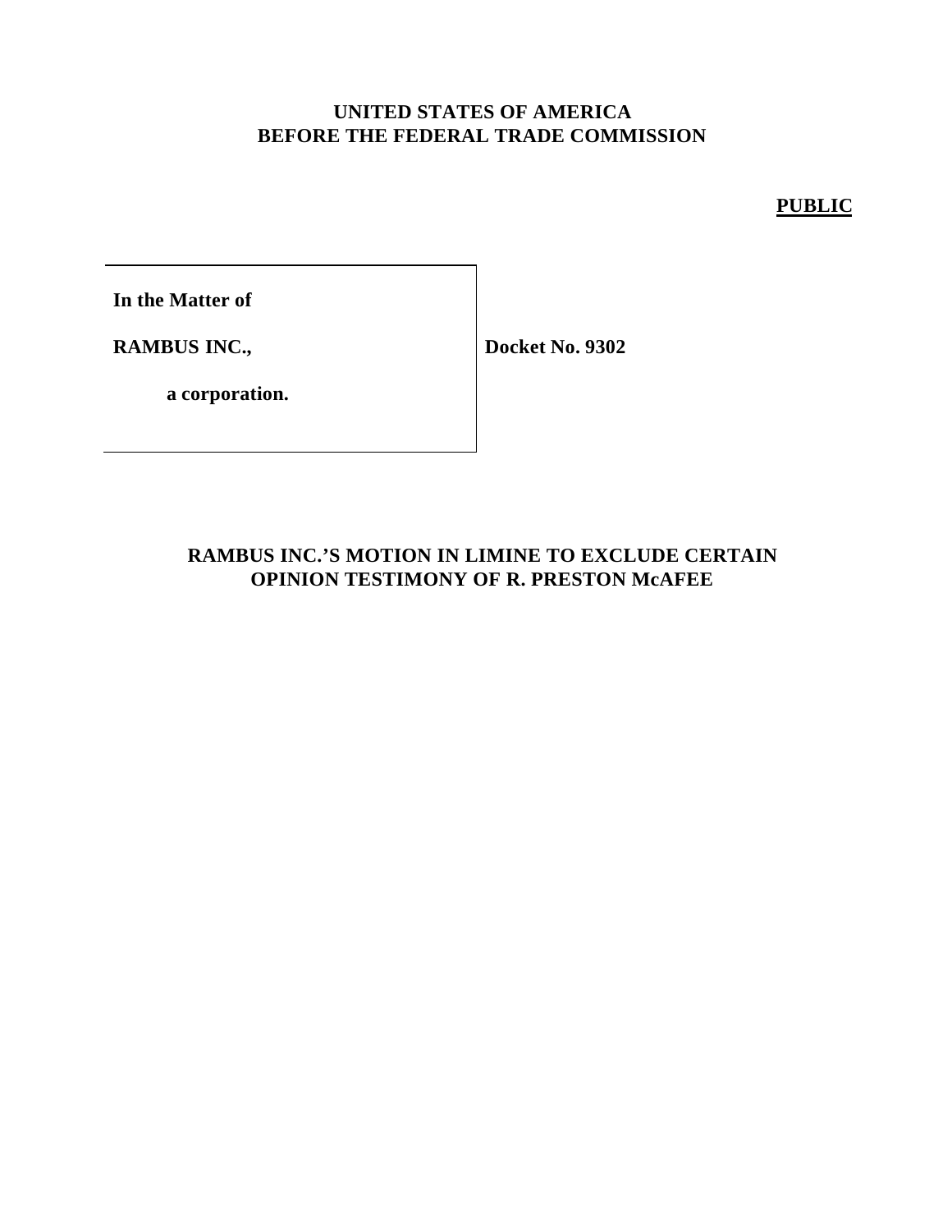**UNITED STATES OF AMERICA**
**BEFORE THE FEDERAL TRADE COMMISSION**

**PUBLIC**

| | |
|---|---|
| **In the Matter of** | |
| **RAMBUS INC.,** | **Docket No. 9302** |
| **a corporation.** | |

**RAMBUS INC.'S MOTION IN LIMINE TO EXCLUDE CERTAIN OPINION TESTIMONY OF R. PRESTON McAFEE**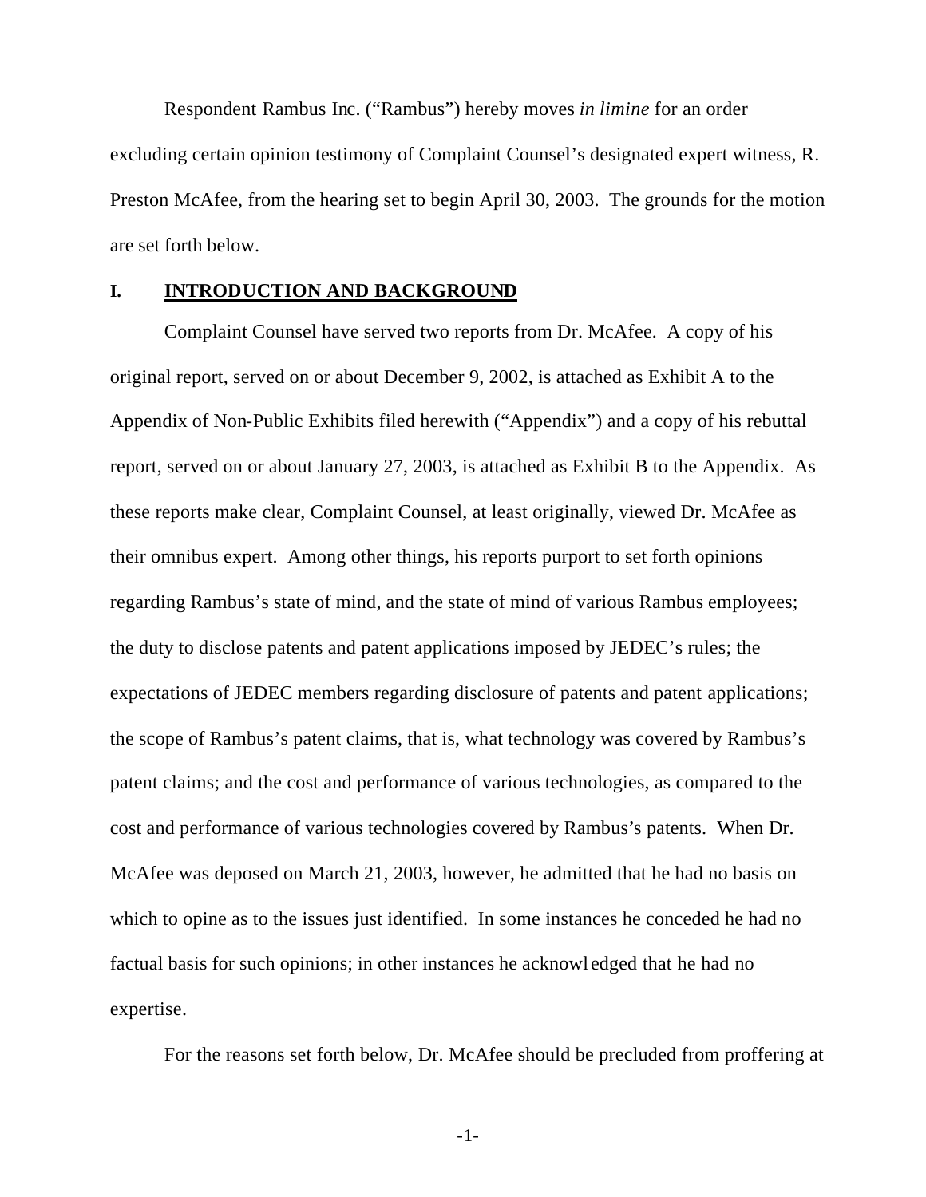Respondent Rambus Inc. ("Rambus") hereby moves *in limine* for an order excluding certain opinion testimony of Complaint Counsel's designated expert witness, R. Preston McAfee, from the hearing set to begin April 30, 2003. The grounds for the motion are set forth below.

## I. INTRODUCTION AND BACKGROUND

Complaint Counsel have served two reports from Dr. McAfee. A copy of his original report, served on or about December 9, 2002, is attached as Exhibit A to the Appendix of Non-Public Exhibits filed herewith ("Appendix") and a copy of his rebuttal report, served on or about January 27, 2003, is attached as Exhibit B to the Appendix. As these reports make clear, Complaint Counsel, at least originally, viewed Dr. McAfee as their omnibus expert. Among other things, his reports purport to set forth opinions regarding Rambus's state of mind, and the state of mind of various Rambus employees; the duty to disclose patents and patent applications imposed by JEDEC's rules; the expectations of JEDEC members regarding disclosure of patents and patent applications; the scope of Rambus's patent claims, that is, what technology was covered by Rambus's patent claims; and the cost and performance of various technologies, as compared to the cost and performance of various technologies covered by Rambus's patents. When Dr. McAfee was deposed on March 21, 2003, however, he admitted that he had no basis on which to opine as to the issues just identified. In some instances he conceded he had no factual basis for such opinions; in other instances he acknowledged that he had no expertise.

For the reasons set forth below, Dr. McAfee should be precluded from proffering at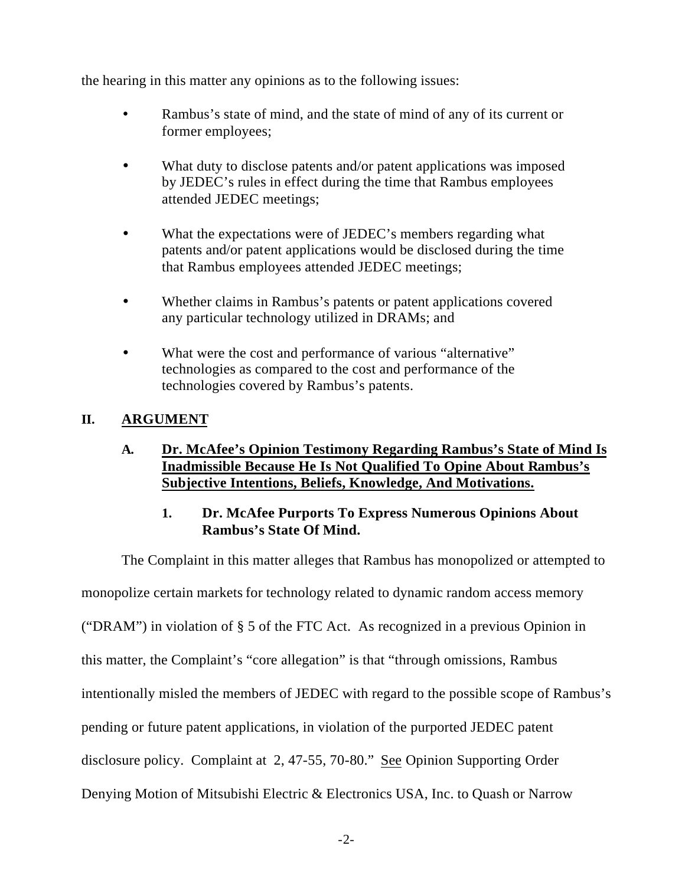the hearing in this matter any opinions as to the following issues:

- Rambus's state of mind, and the state of mind of any of its current or former employees;
- What duty to disclose patents and/or patent applications was imposed by JEDEC's rules in effect during the time that Rambus employees attended JEDEC meetings;
- What the expectations were of JEDEC's members regarding what patents and/or patent applications would be disclosed during the time that Rambus employees attended JEDEC meetings;
- Whether claims in Rambus's patents or patent applications covered any particular technology utilized in DRAMs; and
- What were the cost and performance of various "alternative" technologies as compared to the cost and performance of the technologies covered by Rambus's patents.

## II. ARGUMENT

### A. Dr. McAfee's Opinion Testimony Regarding Rambus's State of Mind Is Inadmissible Because He Is Not Qualified To Opine About Rambus's Subjective Intentions, Beliefs, Knowledge, And Motivations.

#### 1. Dr. McAfee Purports To Express Numerous Opinions About Rambus's State Of Mind.

The Complaint in this matter alleges that Rambus has monopolized or attempted to monopolize certain markets for technology related to dynamic random access memory ("DRAM") in violation of § 5 of the FTC Act. As recognized in a previous Opinion in this matter, the Complaint's "core allegation" is that "through omissions, Rambus intentionally misled the members of JEDEC with regard to the possible scope of Rambus's pending or future patent applications, in violation of the purported JEDEC patent disclosure policy. Complaint at 2, 47-55, 70-80." See Opinion Supporting Order Denying Motion of Mitsubishi Electric & Electronics USA, Inc. to Quash or Narrow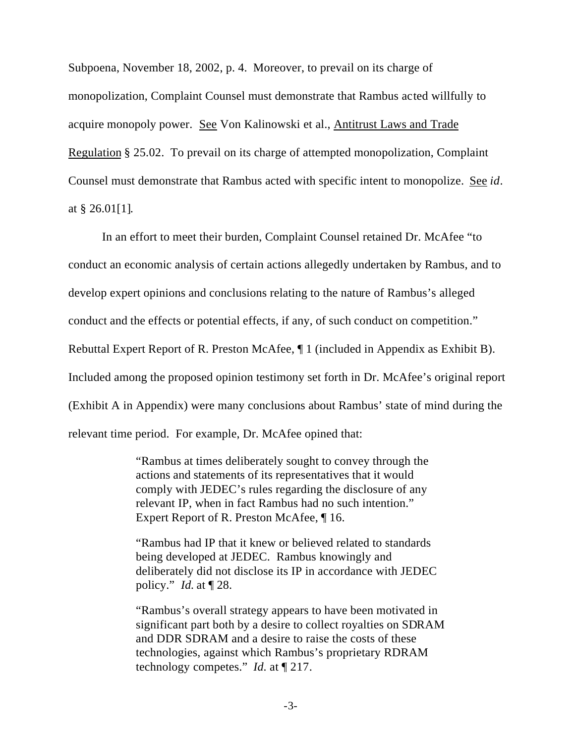Subpoena, November 18, 2002, p. 4. Moreover, to prevail on its charge of monopolization, Complaint Counsel must demonstrate that Rambus acted willfully to acquire monopoly power. See Von Kalinowski et al., Antitrust Laws and Trade Regulation § 25.02. To prevail on its charge of attempted monopolization, Complaint Counsel must demonstrate that Rambus acted with specific intent to monopolize. See *id*. at § 26.01[1].

In an effort to meet their burden, Complaint Counsel retained Dr. McAfee "to conduct an economic analysis of certain actions allegedly undertaken by Rambus, and to develop expert opinions and conclusions relating to the nature of Rambus's alleged conduct and the effects or potential effects, if any, of such conduct on competition." Rebuttal Expert Report of R. Preston McAfee, ¶ 1 (included in Appendix as Exhibit B). Included among the proposed opinion testimony set forth in Dr. McAfee's original report (Exhibit A in Appendix) were many conclusions about Rambus' state of mind during the relevant time period. For example, Dr. McAfee opined that:

> "Rambus at times deliberately sought to convey through the actions and statements of its representatives that it would comply with JEDEC's rules regarding the disclosure of any relevant IP, when in fact Rambus had no such intention." Expert Report of R. Preston McAfee, ¶ 16.
>
> "Rambus had IP that it knew or believed related to standards being developed at JEDEC. Rambus knowingly and deliberately did not disclose its IP in accordance with JEDEC policy." *Id.* at ¶ 28.
>
> "Rambus's overall strategy appears to have been motivated in significant part both by a desire to collect royalties on SDRAM and DDR SDRAM and a desire to raise the costs of these technologies, against which Rambus's proprietary RDRAM technology competes." *Id.* at ¶ 217.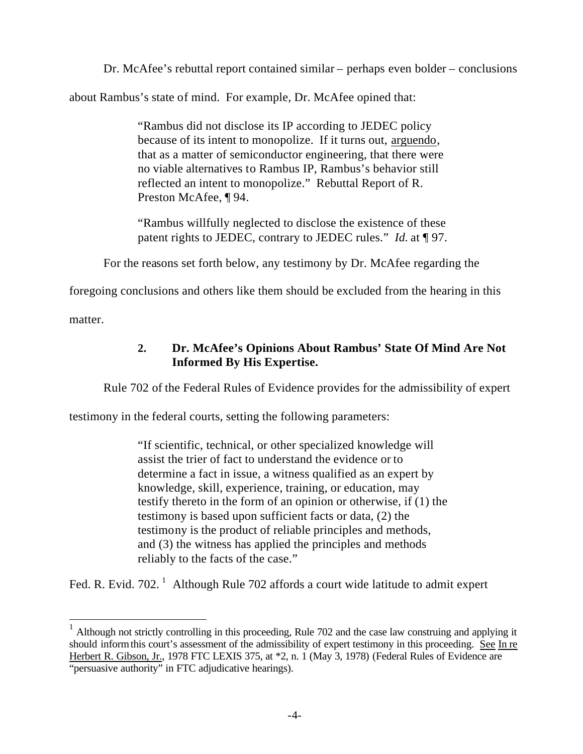Dr. McAfee's rebuttal report contained similar – perhaps even bolder – conclusions about Rambus's state of mind. For example, Dr. McAfee opined that:

> "Rambus did not disclose its IP according to JEDEC policy because of its intent to monopolize. If it turns out, arguendo, that as a matter of semiconductor engineering, that there were no viable alternatives to Rambus IP, Rambus's behavior still reflected an intent to monopolize." Rebuttal Report of R. Preston McAfee, ¶ 94.
>
> "Rambus willfully neglected to disclose the existence of these patent rights to JEDEC, contrary to JEDEC rules." *Id.* at ¶ 97.

For the reasons set forth below, any testimony by Dr. McAfee regarding the foregoing conclusions and others like them should be excluded from the hearing in this matter.

### 2. Dr. McAfee's Opinions About Rambus' State Of Mind Are Not Informed By His Expertise.

Rule 702 of the Federal Rules of Evidence provides for the admissibility of expert testimony in the federal courts, setting the following parameters:

> "If scientific, technical, or other specialized knowledge will assist the trier of fact to understand the evidence or to determine a fact in issue, a witness qualified as an expert by knowledge, skill, experience, training, or education, may testify thereto in the form of an opinion or otherwise, if (1) the testimony is based upon sufficient facts or data, (2) the testimony is the product of reliable principles and methods, and (3) the witness has applied the principles and methods reliably to the facts of the case."

Fed. R. Evid. 702. [1] Although Rule 702 affords a court wide latitude to admit expert

---

[1] Although not strictly controlling in this proceeding, Rule 702 and the case law construing and applying it should inform this court's assessment of the admissibility of expert testimony in this proceeding. See In re Herbert R. Gibson, Jr., 1978 FTC LEXIS 375, at *2, n. 1 (May 3, 1978) (Federal Rules of Evidence are "persuasive authority" in FTC adjudicative hearings).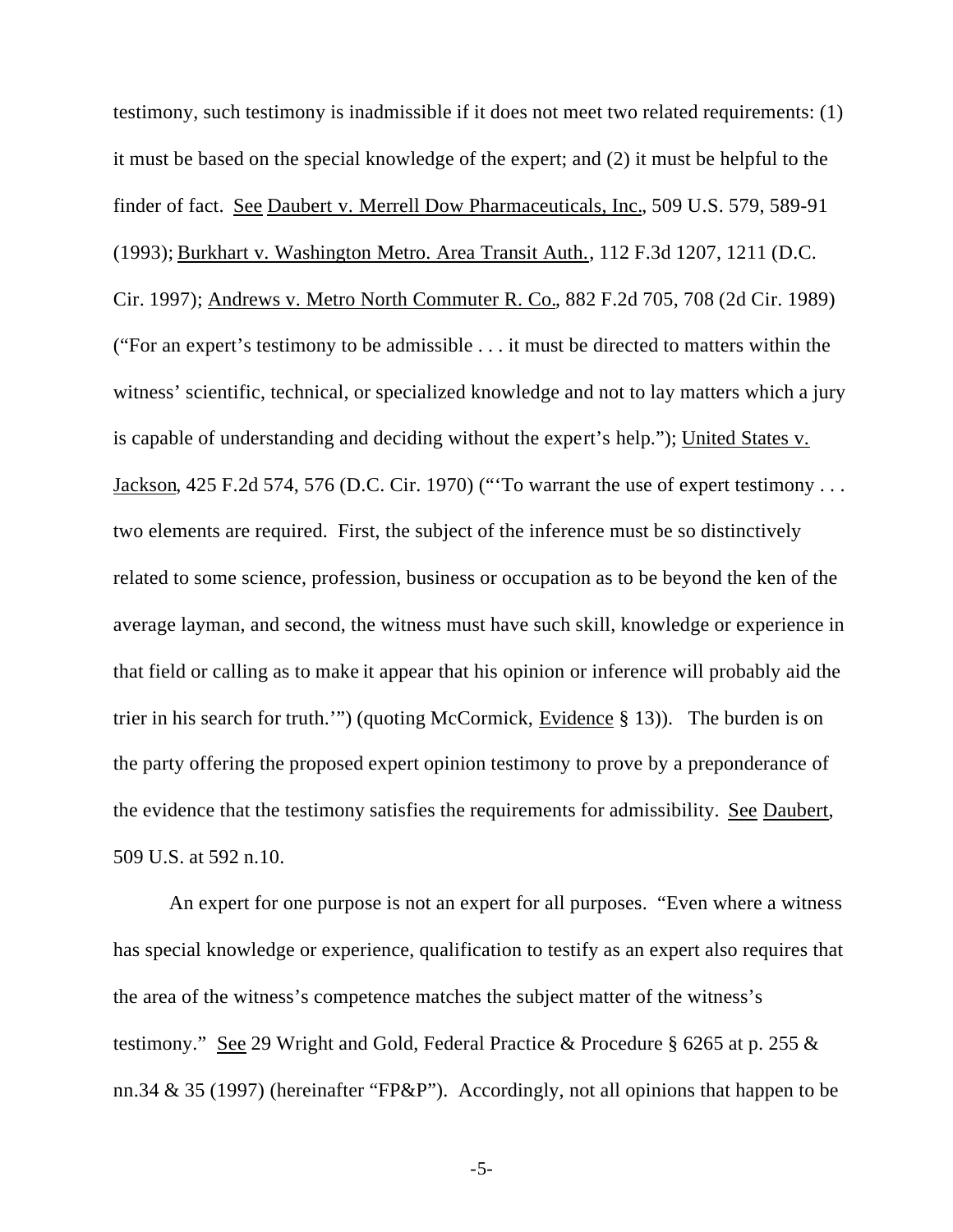testimony, such testimony is inadmissible if it does not meet two related requirements: (1) it must be based on the special knowledge of the expert; and (2) it must be helpful to the finder of fact. See Daubert v. Merrell Dow Pharmaceuticals, Inc., 509 U.S. 579, 589-91 (1993); Burkhart v. Washington Metro. Area Transit Auth., 112 F.3d 1207, 1211 (D.C. Cir. 1997); Andrews v. Metro North Commuter R. Co., 882 F.2d 705, 708 (2d Cir. 1989) ("For an expert's testimony to be admissible . . . it must be directed to matters within the witness' scientific, technical, or specialized knowledge and not to lay matters which a jury is capable of understanding and deciding without the expert's help."); United States v. Jackson, 425 F.2d 574, 576 (D.C. Cir. 1970) ("'To warrant the use of expert testimony . . . two elements are required. First, the subject of the inference must be so distinctively related to some science, profession, business or occupation as to be beyond the ken of the average layman, and second, the witness must have such skill, knowledge or experience in that field or calling as to make it appear that his opinion or inference will probably aid the trier in his search for truth.'") (quoting McCormick, Evidence § 13)). The burden is on the party offering the proposed expert opinion testimony to prove by a preponderance of the evidence that the testimony satisfies the requirements for admissibility. See Daubert, 509 U.S. at 592 n.10.

An expert for one purpose is not an expert for all purposes. "Even where a witness has special knowledge or experience, qualification to testify as an expert also requires that the area of the witness's competence matches the subject matter of the witness's testimony." See 29 Wright and Gold, Federal Practice & Procedure § 6265 at p. 255 & nn.34 & 35 (1997) (hereinafter "FP&P"). Accordingly, not all opinions that happen to be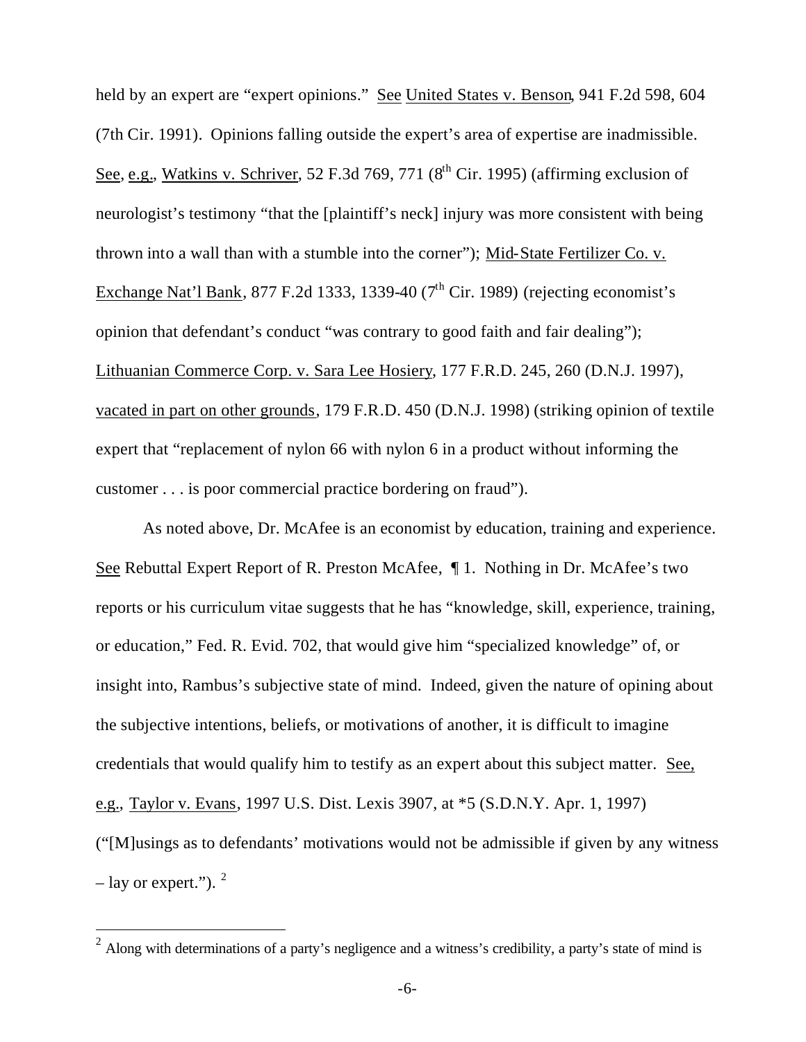held by an expert are "expert opinions." See United States v. Benson, 941 F.2d 598, 604 (7th Cir. 1991). Opinions falling outside the expert's area of expertise are inadmissible. See, e.g., Watkins v. Schriver, 52 F.3d 769, 771 (8th Cir. 1995) (affirming exclusion of neurologist's testimony "that the [plaintiff's neck] injury was more consistent with being thrown into a wall than with a stumble into the corner"); Mid-State Fertilizer Co. v. Exchange Nat'l Bank, 877 F.2d 1333, 1339-40 (7th Cir. 1989) (rejecting economist's opinion that defendant's conduct "was contrary to good faith and fair dealing"); Lithuanian Commerce Corp. v. Sara Lee Hosiery, 177 F.R.D. 245, 260 (D.N.J. 1997), vacated in part on other grounds, 179 F.R.D. 450 (D.N.J. 1998) (striking opinion of textile expert that "replacement of nylon 66 with nylon 6 in a product without informing the customer . . . is poor commercial practice bordering on fraud").

As noted above, Dr. McAfee is an economist by education, training and experience. See Rebuttal Expert Report of R. Preston McAfee, ¶ 1. Nothing in Dr. McAfee's two reports or his curriculum vitae suggests that he has "knowledge, skill, experience, training, or education," Fed. R. Evid. 702, that would give him "specialized knowledge" of, or insight into, Rambus's subjective state of mind. Indeed, given the nature of opining about the subjective intentions, beliefs, or motivations of another, it is difficult to imagine credentials that would qualify him to testify as an expert about this subject matter. See, e.g., Taylor v. Evans, 1997 U.S. Dist. Lexis 3907, at *5 (S.D.N.Y. Apr. 1, 1997) ("[M]usings as to defendants' motivations would not be admissible if given by any witness – lay or expert.").[2]

[2] Along with determinations of a party's negligence and a witness's credibility, a party's state of mind is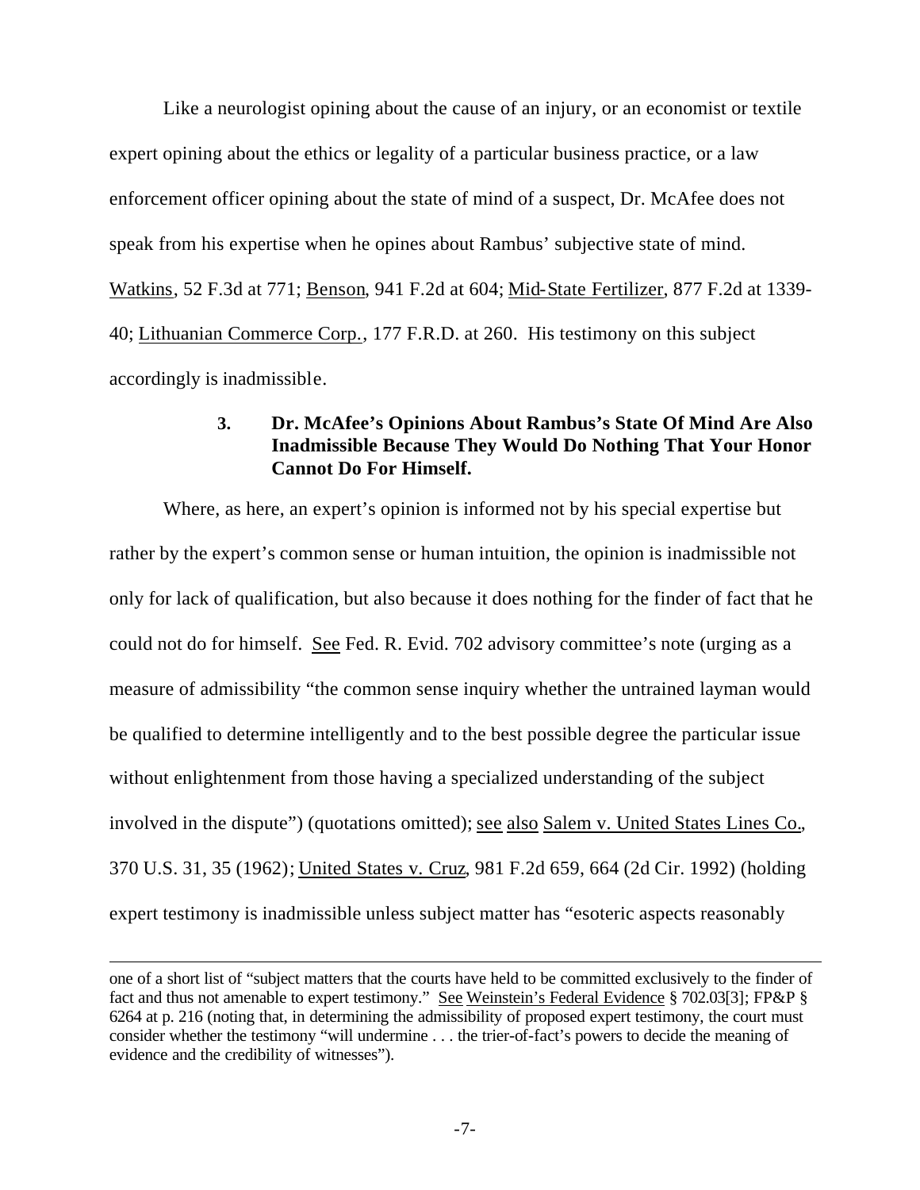Like a neurologist opining about the cause of an injury, or an economist or textile expert opining about the ethics or legality of a particular business practice, or a law enforcement officer opining about the state of mind of a suspect, Dr. McAfee does not speak from his expertise when he opines about Rambus' subjective state of mind. Watkins, 52 F.3d at 771; Benson, 941 F.2d at 604; Mid-State Fertilizer, 877 F.2d at 1339-40; Lithuanian Commerce Corp., 177 F.R.D. at 260. His testimony on this subject accordingly is inadmissible.

### 3. Dr. McAfee's Opinions About Rambus's State Of Mind Are Also Inadmissible Because They Would Do Nothing That Your Honor Cannot Do For Himself.

Where, as here, an expert's opinion is informed not by his special expertise but rather by the expert's common sense or human intuition, the opinion is inadmissible not only for lack of qualification, but also because it does nothing for the finder of fact that he could not do for himself. See Fed. R. Evid. 702 advisory committee's note (urging as a measure of admissibility "the common sense inquiry whether the untrained layman would be qualified to determine intelligently and to the best possible degree the particular issue without enlightenment from those having a specialized understanding of the subject involved in the dispute") (quotations omitted); see also Salem v. United States Lines Co., 370 U.S. 31, 35 (1962); United States v. Cruz, 981 F.2d 659, 664 (2d Cir. 1992) (holding expert testimony is inadmissible unless subject matter has "esoteric aspects reasonably

---

one of a short list of "subject matters that the courts have held to be committed exclusively to the finder of fact and thus not amenable to expert testimony." See Weinstein's Federal Evidence § 702.03[3]; FP&P § 6264 at p. 216 (noting that, in determining the admissibility of proposed expert testimony, the court must consider whether the testimony "will undermine . . . the trier-of-fact's powers to decide the meaning of evidence and the credibility of witnesses").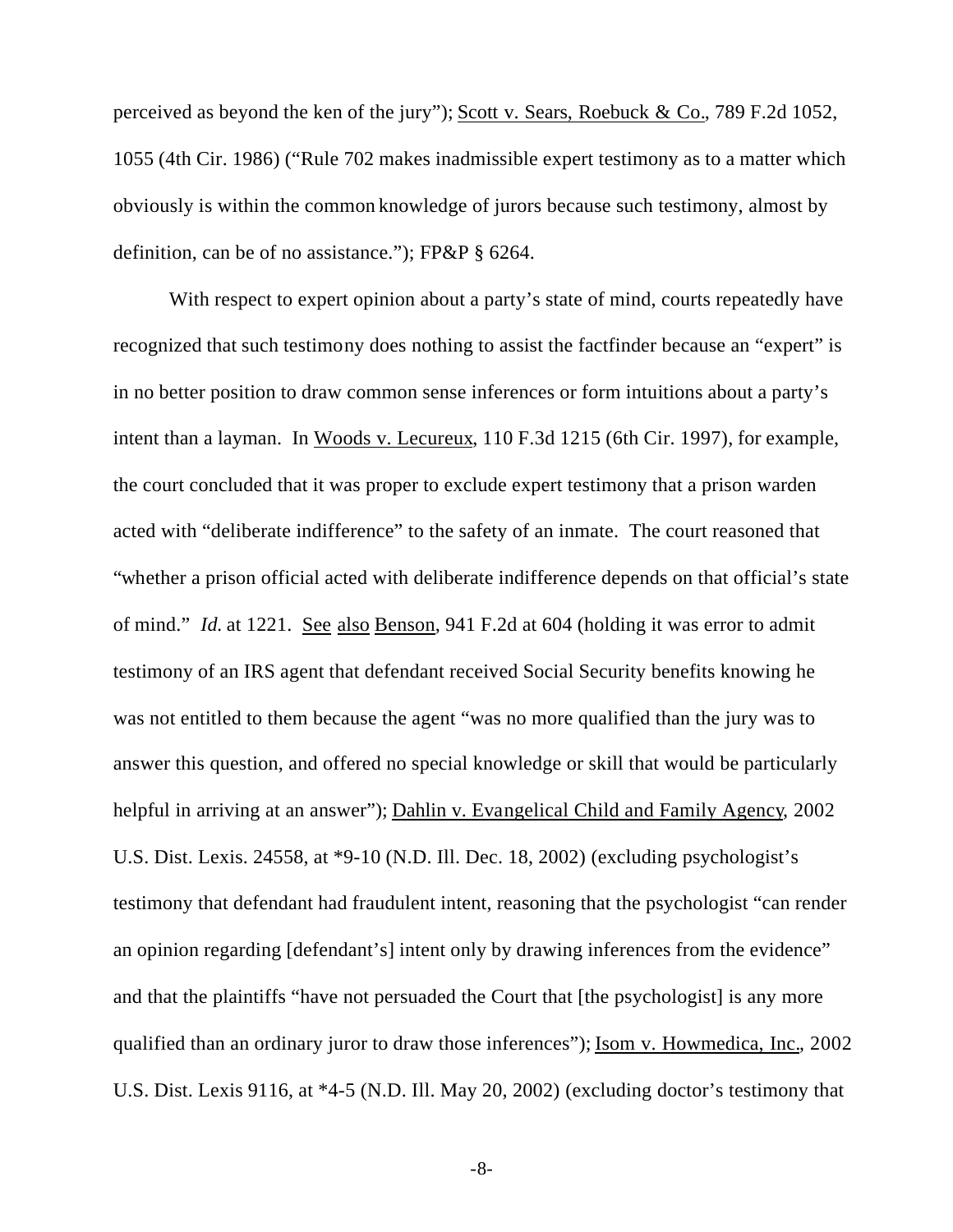perceived as beyond the ken of the jury"); Scott v. Sears, Roebuck & Co., 789 F.2d 1052, 1055 (4th Cir. 1986) ("Rule 702 makes inadmissible expert testimony as to a matter which obviously is within the common knowledge of jurors because such testimony, almost by definition, can be of no assistance."); FP&P § 6264.

With respect to expert opinion about a party's state of mind, courts repeatedly have recognized that such testimony does nothing to assist the factfinder because an "expert" is in no better position to draw common sense inferences or form intuitions about a party's intent than a layman. In Woods v. Lecureux, 110 F.3d 1215 (6th Cir. 1997), for example, the court concluded that it was proper to exclude expert testimony that a prison warden acted with "deliberate indifference" to the safety of an inmate. The court reasoned that "whether a prison official acted with deliberate indifference depends on that official's state of mind." *Id.* at 1221. See also Benson, 941 F.2d at 604 (holding it was error to admit testimony of an IRS agent that defendant received Social Security benefits knowing he was not entitled to them because the agent "was no more qualified than the jury was to answer this question, and offered no special knowledge or skill that would be particularly helpful in arriving at an answer"); Dahlin v. Evangelical Child and Family Agency, 2002 U.S. Dist. Lexis. 24558, at *9-10 (N.D. Ill. Dec. 18, 2002) (excluding psychologist's testimony that defendant had fraudulent intent, reasoning that the psychologist "can render an opinion regarding [defendant's] intent only by drawing inferences from the evidence" and that the plaintiffs "have not persuaded the Court that [the psychologist] is any more qualified than an ordinary juror to draw those inferences"); Isom v. Howmedica, Inc., 2002 U.S. Dist. Lexis 9116, at *4-5 (N.D. Ill. May 20, 2002) (excluding doctor's testimony that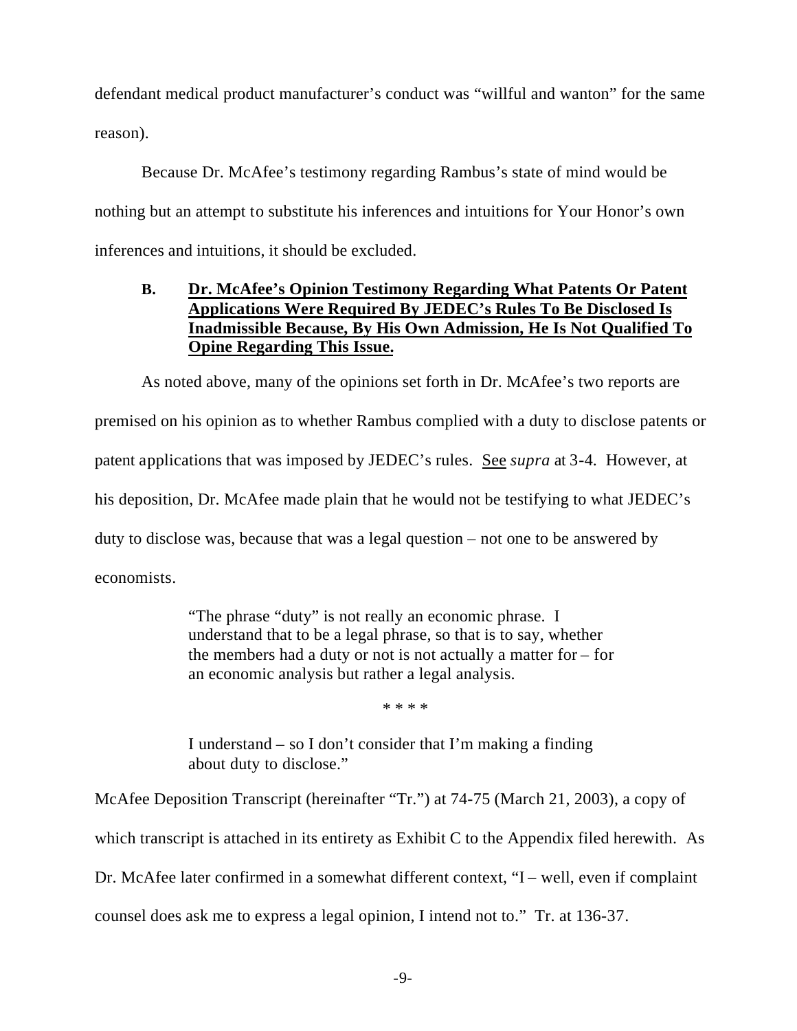defendant medical product manufacturer's conduct was "willful and wanton" for the same reason).

Because Dr. McAfee's testimony regarding Rambus's state of mind would be nothing but an attempt to substitute his inferences and intuitions for Your Honor's own inferences and intuitions, it should be excluded.

### B. Dr. McAfee's Opinion Testimony Regarding What Patents Or Patent Applications Were Required By JEDEC's Rules To Be Disclosed Is Inadmissible Because, By His Own Admission, He Is Not Qualified To Opine Regarding This Issue.

As noted above, many of the opinions set forth in Dr. McAfee's two reports are premised on his opinion as to whether Rambus complied with a duty to disclose patents or patent applications that was imposed by JEDEC's rules. See *supra* at 3-4. However, at his deposition, Dr. McAfee made plain that he would not be testifying to what JEDEC's duty to disclose was, because that was a legal question – not one to be answered by economists.

> "The phrase "duty" is not really an economic phrase. I understand that to be a legal phrase, so that is to say, whether the members had a duty or not is not actually a matter for – for an economic analysis but rather a legal analysis.
>
> * * * *
>
> I understand – so I don't consider that I'm making a finding about duty to disclose."

McAfee Deposition Transcript (hereinafter "Tr.") at 74-75 (March 21, 2003), a copy of which transcript is attached in its entirety as Exhibit C to the Appendix filed herewith. As Dr. McAfee later confirmed in a somewhat different context, "I – well, even if complaint counsel does ask me to express a legal opinion, I intend not to." Tr. at 136-37.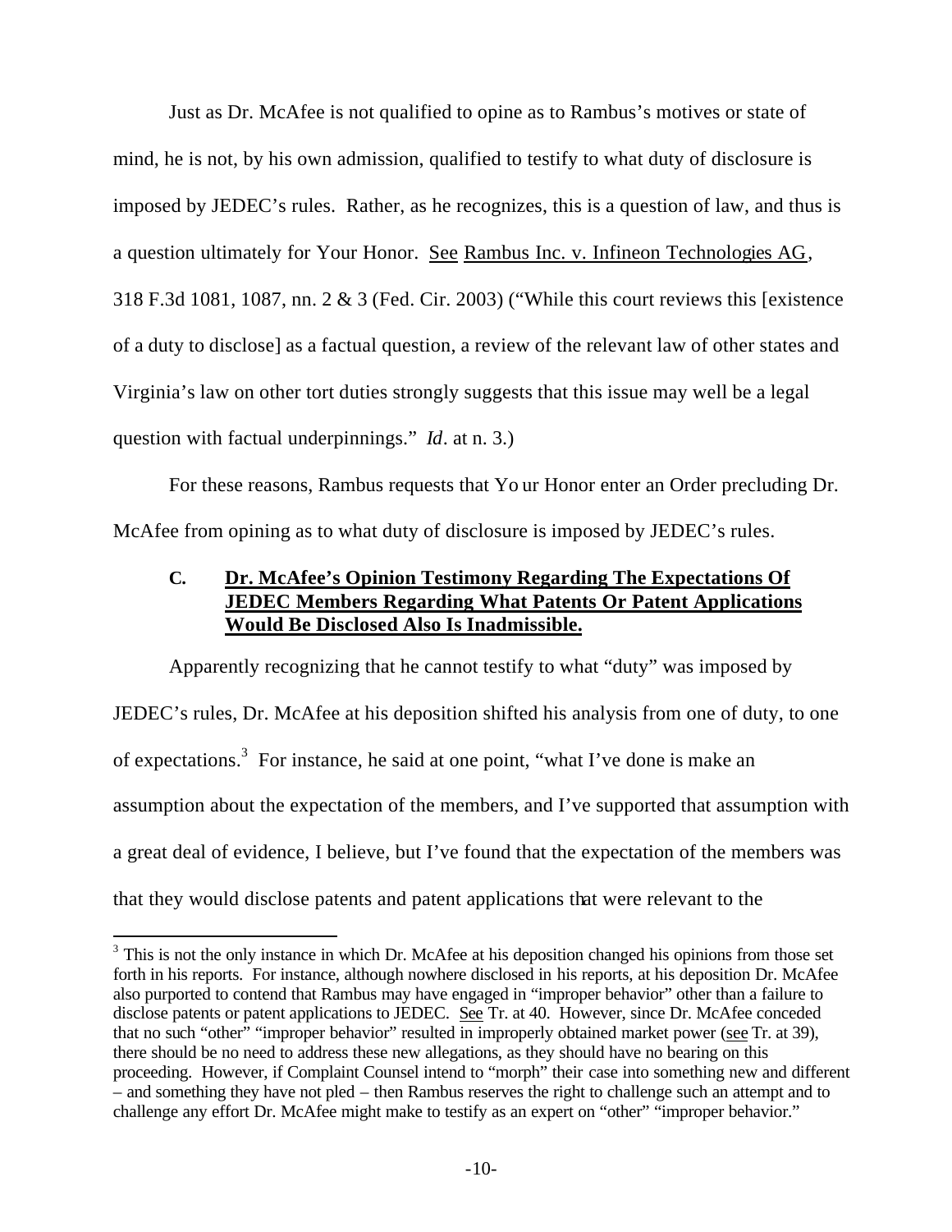Just as Dr. McAfee is not qualified to opine as to Rambus's motives or state of mind, he is not, by his own admission, qualified to testify to what duty of disclosure is imposed by JEDEC's rules. Rather, as he recognizes, this is a question of law, and thus is a question ultimately for Your Honor. See Rambus Inc. v. Infineon Technologies AG, 318 F.3d 1081, 1087, nn. 2 & 3 (Fed. Cir. 2003) ("While this court reviews this [existence of a duty to disclose] as a factual question, a review of the relevant law of other states and Virginia's law on other tort duties strongly suggests that this issue may well be a legal question with factual underpinnings." *Id*. at n. 3.)

For these reasons, Rambus requests that Your Honor enter an Order precluding Dr. McAfee from opining as to what duty of disclosure is imposed by JEDEC's rules.

### C. Dr. McAfee's Opinion Testimony Regarding The Expectations Of JEDEC Members Regarding What Patents Or Patent Applications Would Be Disclosed Also Is Inadmissible.

Apparently recognizing that he cannot testify to what "duty" was imposed by JEDEC's rules, Dr. McAfee at his deposition shifted his analysis from one of duty, to one of expectations.[3] For instance, he said at one point, "what I've done is make an assumption about the expectation of the members, and I've supported that assumption with a great deal of evidence, I believe, but I've found that the expectation of the members was that they would disclose patents and patent applications that were relevant to the

[3] This is not the only instance in which Dr. McAfee at his deposition changed his opinions from those set forth in his reports. For instance, although nowhere disclosed in his reports, at his deposition Dr. McAfee also purported to contend that Rambus may have engaged in "improper behavior" other than a failure to disclose patents or patent applications to JEDEC. See Tr. at 40. However, since Dr. McAfee conceded that no such "other" "improper behavior" resulted in improperly obtained market power (see Tr. at 39), there should be no need to address these new allegations, as they should have no bearing on this proceeding. However, if Complaint Counsel intend to "morph" their case into something new and different – and something they have not pled – then Rambus reserves the right to challenge such an attempt and to challenge any effort Dr. McAfee might make to testify as an expert on "other" "improper behavior."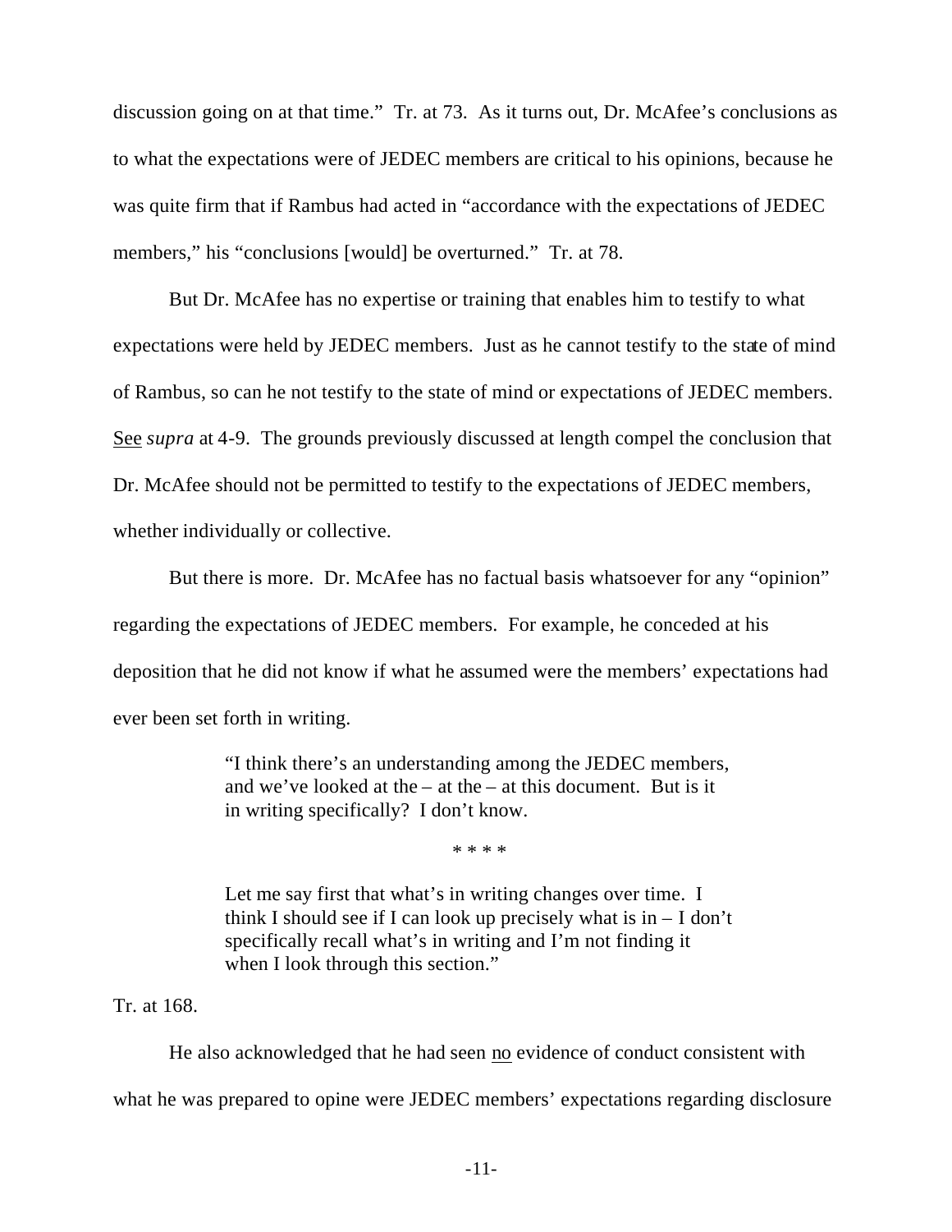discussion going on at that time." Tr. at 73. As it turns out, Dr. McAfee's conclusions as to what the expectations were of JEDEC members are critical to his opinions, because he was quite firm that if Rambus had acted in "accordance with the expectations of JEDEC members," his "conclusions [would] be overturned." Tr. at 78.

But Dr. McAfee has no expertise or training that enables him to testify to what expectations were held by JEDEC members. Just as he cannot testify to the state of mind of Rambus, so can he not testify to the state of mind or expectations of JEDEC members. See *supra* at 4-9. The grounds previously discussed at length compel the conclusion that Dr. McAfee should not be permitted to testify to the expectations of JEDEC members, whether individually or collective.

But there is more. Dr. McAfee has no factual basis whatsoever for any "opinion" regarding the expectations of JEDEC members. For example, he conceded at his deposition that he did not know if what he assumed were the members' expectations had ever been set forth in writing.

> "I think there's an understanding among the JEDEC members, and we've looked at the – at the – at this document. But is it in writing specifically? I don't know.
>
> * * * *
>
> Let me say first that what's in writing changes over time. I think I should see if I can look up precisely what is in – I don't specifically recall what's in writing and I'm not finding it when I look through this section."

Tr. at 168.

He also acknowledged that he had seen no evidence of conduct consistent with what he was prepared to opine were JEDEC members' expectations regarding disclosure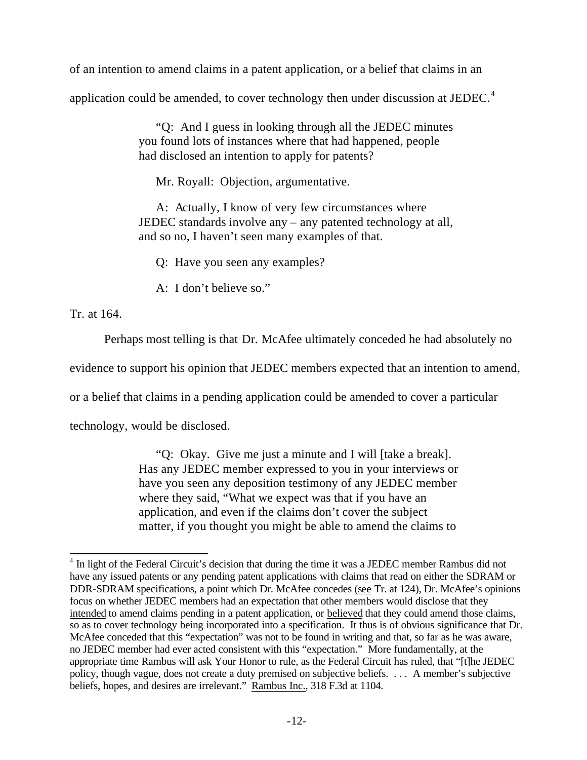of an intention to amend claims in a patent application, or a belief that claims in an application could be amended, to cover technology then under discussion at JEDEC.[4]

> "Q: And I guess in looking through all the JEDEC minutes you found lots of instances where that had happened, people had disclosed an intention to apply for patents?
>
> Mr. Royall: Objection, argumentative.
>
> A: Actually, I know of very few circumstances where JEDEC standards involve any – any patented technology at all, and so no, I haven't seen many examples of that.
>
> Q: Have you seen any examples?
>
> A: I don't believe so."

Tr. at 164.

Perhaps most telling is that Dr. McAfee ultimately conceded he had absolutely no evidence to support his opinion that JEDEC members expected that an intention to amend, or a belief that claims in a pending application could be amended to cover a particular technology, would be disclosed.

> "Q: Okay. Give me just a minute and I will [take a break]. Has any JEDEC member expressed to you in your interviews or have you seen any deposition testimony of any JEDEC member where they said, "What we expect was that if you have an application, and even if the claims don't cover the subject matter, if you thought you might be able to amend the claims to

---

[4] In light of the Federal Circuit's decision that during the time it was a JEDEC member Rambus did not have any issued patents or any pending patent applications with claims that read on either the SDRAM or DDR-SDRAM specifications, a point which Dr. McAfee concedes (see Tr. at 124), Dr. McAfee's opinions focus on whether JEDEC members had an expectation that other members would disclose that they intended to amend claims pending in a patent application, or believed that they could amend those claims, so as to cover technology being incorporated into a specification. It thus is of obvious significance that Dr. McAfee conceded that this "expectation" was not to be found in writing and that, so far as he was aware, no JEDEC member had ever acted consistent with this "expectation." More fundamentally, at the appropriate time Rambus will ask Your Honor to rule, as the Federal Circuit has ruled, that "[t]he JEDEC policy, though vague, does not create a duty premised on subjective beliefs. . . . A member's subjective beliefs, hopes, and desires are irrelevant." Rambus Inc., 318 F.3d at 1104.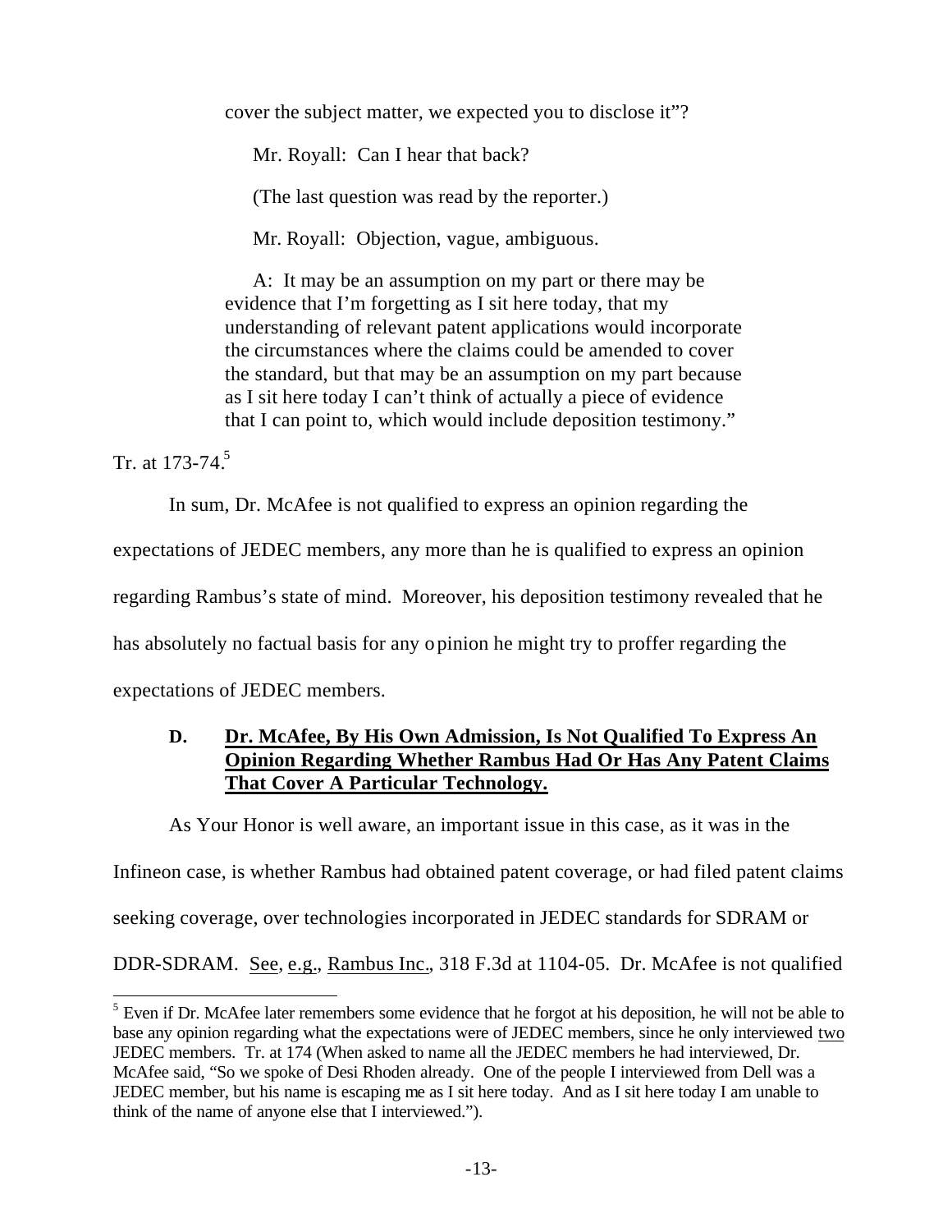cover the subject matter, we expected you to disclose it"?

> Mr. Royall: Can I hear that back?
>
> (The last question was read by the reporter.)
>
> Mr. Royall: Objection, vague, ambiguous.
>
> A: It may be an assumption on my part or there may be evidence that I'm forgetting as I sit here today, that my understanding of relevant patent applications would incorporate the circumstances where the claims could be amended to cover the standard, but that may be an assumption on my part because as I sit here today I can't think of actually a piece of evidence that I can point to, which would include deposition testimony."

Tr. at 173-74.[5]

In sum, Dr. McAfee is not qualified to express an opinion regarding the expectations of JEDEC members, any more than he is qualified to express an opinion regarding Rambus's state of mind. Moreover, his deposition testimony revealed that he has absolutely no factual basis for any opinion he might try to proffer regarding the expectations of JEDEC members.

### D. Dr. McAfee, By His Own Admission, Is Not Qualified To Express An Opinion Regarding Whether Rambus Had Or Has Any Patent Claims That Cover A Particular Technology.

As Your Honor is well aware, an important issue in this case, as it was in the Infineon case, is whether Rambus had obtained patent coverage, or had filed patent claims seeking coverage, over technologies incorporated in JEDEC standards for SDRAM or DDR-SDRAM. See, e.g., Rambus Inc., 318 F.3d at 1104-05. Dr. McAfee is not qualified

---

[5] Even if Dr. McAfee later remembers some evidence that he forgot at his deposition, he will not be able to base any opinion regarding what the expectations were of JEDEC members, since he only interviewed two JEDEC members. Tr. at 174 (When asked to name all the JEDEC members he had interviewed, Dr. McAfee said, "So we spoke of Desi Rhoden already. One of the people I interviewed from Dell was a JEDEC member, but his name is escaping me as I sit here today. And as I sit here today I am unable to think of the name of anyone else that I interviewed.").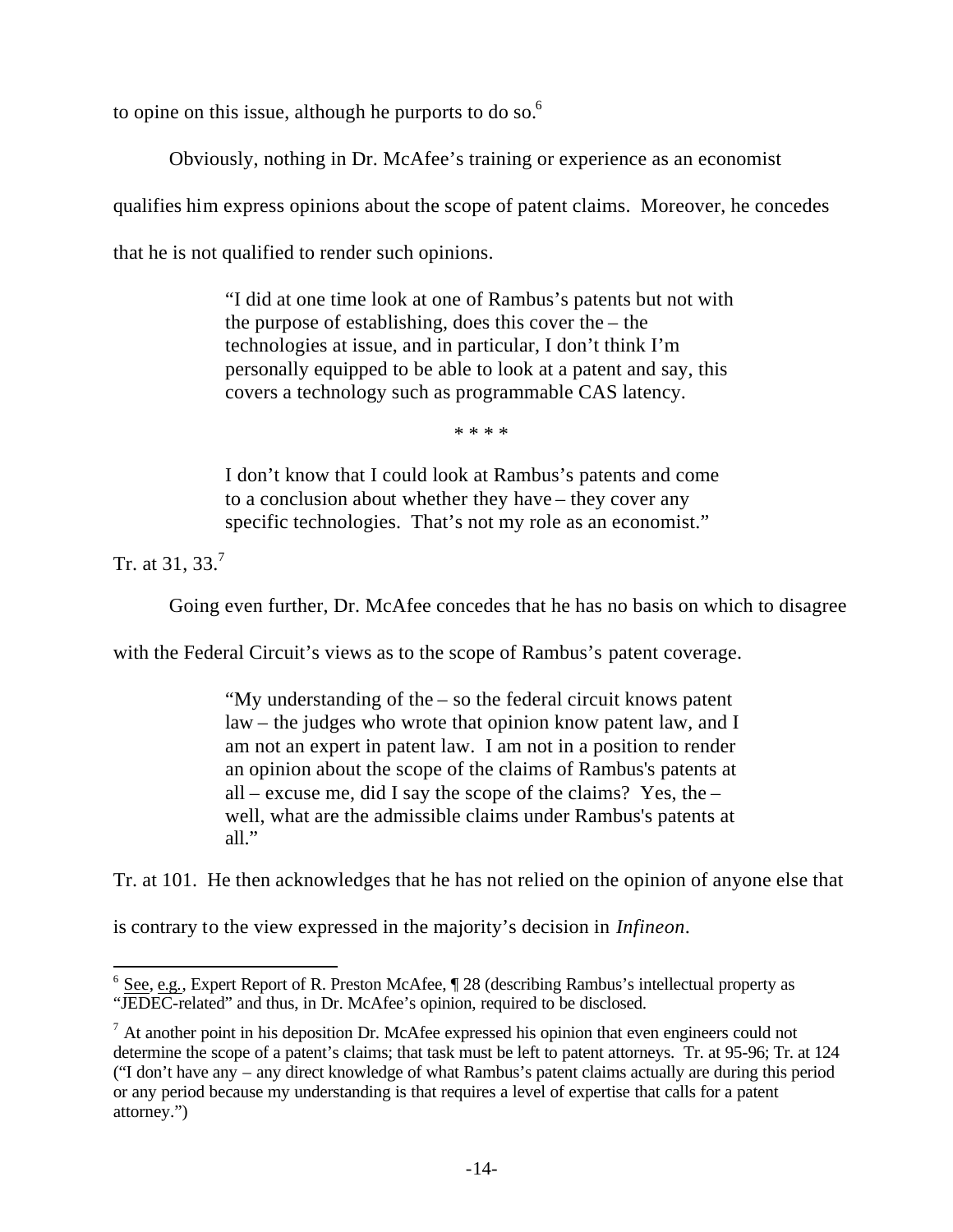to opine on this issue, although he purports to do so.[6]

Obviously, nothing in Dr. McAfee's training or experience as an economist qualifies him express opinions about the scope of patent claims. Moreover, he concedes that he is not qualified to render such opinions.

> "I did at one time look at one of Rambus's patents but not with the purpose of establishing, does this cover the – the technologies at issue, and in particular, I don't think I'm personally equipped to be able to look at a patent and say, this covers a technology such as programmable CAS latency.
>
> \* \* \* \*
>
> I don't know that I could look at Rambus's patents and come to a conclusion about whether they have – they cover any specific technologies. That's not my role as an economist."

Tr. at 31, 33.[7]

Going even further, Dr. McAfee concedes that he has no basis on which to disagree with the Federal Circuit's views as to the scope of Rambus's patent coverage.

> "My understanding of the – so the federal circuit knows patent law – the judges who wrote that opinion know patent law, and I am not an expert in patent law. I am not in a position to render an opinion about the scope of the claims of Rambus's patents at all – excuse me, did I say the scope of the claims? Yes, the – well, what are the admissible claims under Rambus's patents at all."

Tr. at 101. He then acknowledges that he has not relied on the opinion of anyone else that is contrary to the view expressed in the majority's decision in *Infineon*.

---

[6] See, e.g., Expert Report of R. Preston McAfee, ¶ 28 (describing Rambus's intellectual property as "JEDEC-related" and thus, in Dr. McAfee's opinion, required to be disclosed.

[7] At another point in his deposition Dr. McAfee expressed his opinion that even engineers could not determine the scope of a patent's claims; that task must be left to patent attorneys. Tr. at 95-96; Tr. at 124 ("I don't have any – any direct knowledge of what Rambus's patent claims actually are during this period or any period because my understanding is that requires a level of expertise that calls for a patent attorney.")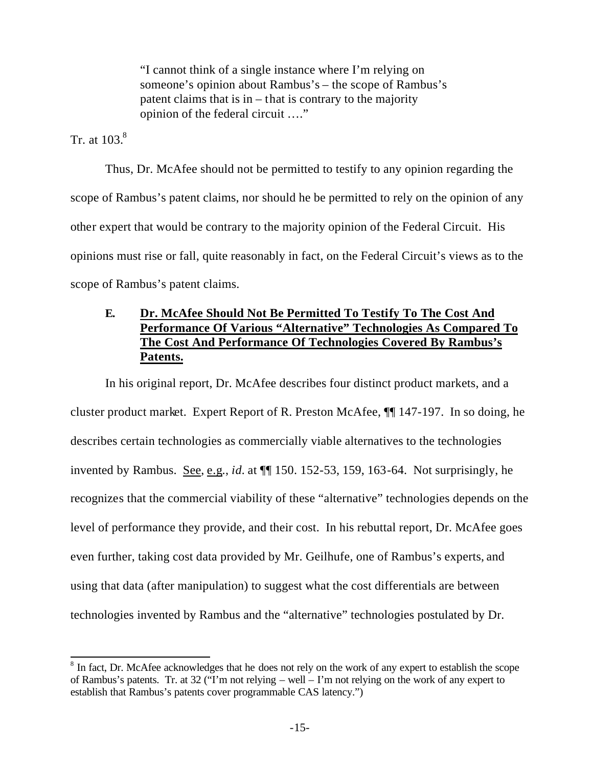> "I cannot think of a single instance where I'm relying on someone's opinion about Rambus's – the scope of Rambus's patent claims that is in – that is contrary to the majority opinion of the federal circuit …."

Tr. at 103.[8]

Thus, Dr. McAfee should not be permitted to testify to any opinion regarding the scope of Rambus's patent claims, nor should he be permitted to rely on the opinion of any other expert that would be contrary to the majority opinion of the Federal Circuit. His opinions must rise or fall, quite reasonably in fact, on the Federal Circuit's views as to the scope of Rambus's patent claims.

### E. Dr. McAfee Should Not Be Permitted To Testify To The Cost And Performance Of Various "Alternative" Technologies As Compared To The Cost And Performance Of Technologies Covered By Rambus's Patents.

In his original report, Dr. McAfee describes four distinct product markets, and a cluster product market. Expert Report of R. Preston McAfee, ¶¶ 147-197. In so doing, he describes certain technologies as commercially viable alternatives to the technologies invented by Rambus. See, e.g., *id*. at ¶¶ 150. 152-53, 159, 163-64. Not surprisingly, he recognizes that the commercial viability of these "alternative" technologies depends on the level of performance they provide, and their cost. In his rebuttal report, Dr. McAfee goes even further, taking cost data provided by Mr. Geilhufe, one of Rambus's experts, and using that data (after manipulation) to suggest what the cost differentials are between technologies invented by Rambus and the "alternative" technologies postulated by Dr.

---

[8] In fact, Dr. McAfee acknowledges that he does not rely on the work of any expert to establish the scope of Rambus's patents. Tr. at 32 ("I'm not relying – well – I'm not relying on the work of any expert to establish that Rambus's patents cover programmable CAS latency.")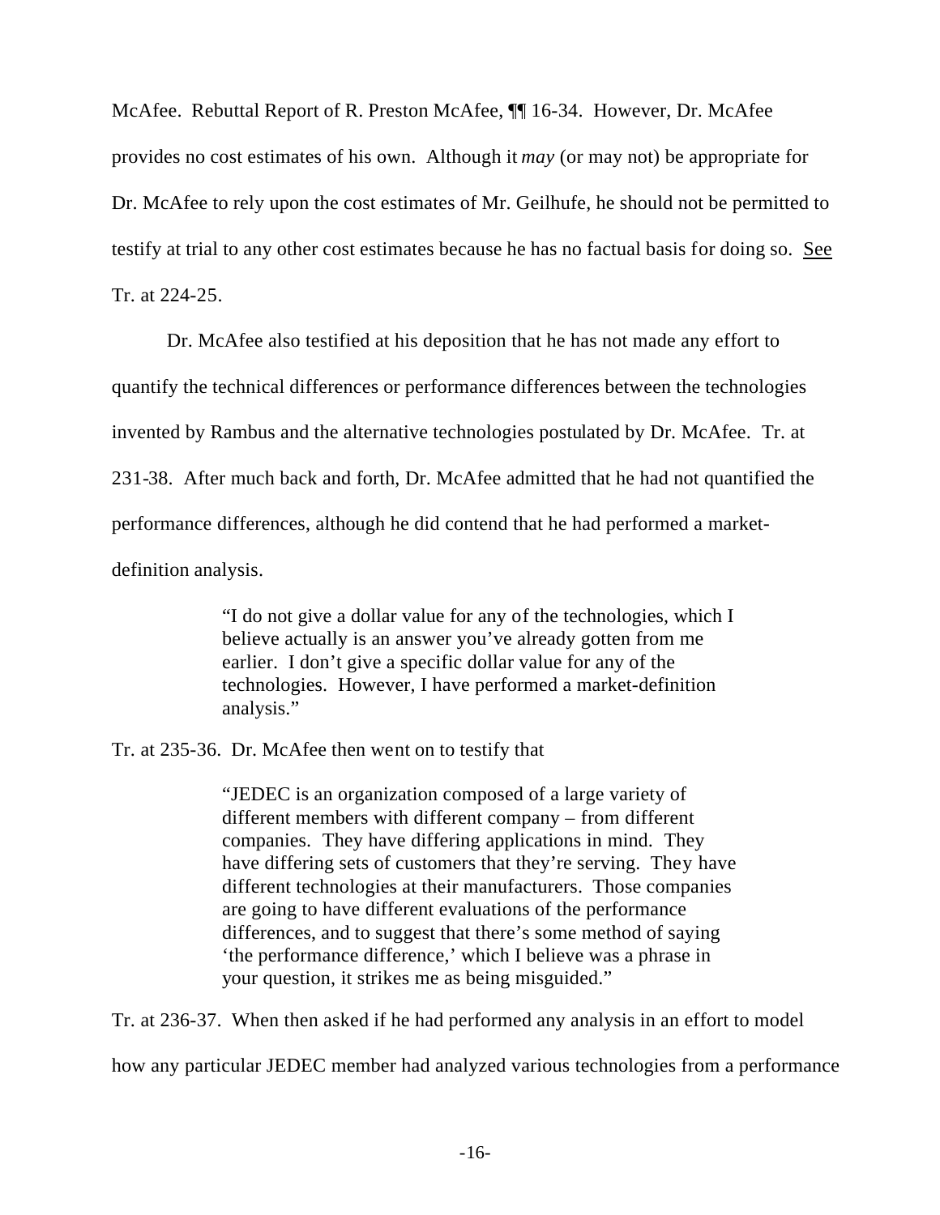McAfee. Rebuttal Report of R. Preston McAfee, ¶¶ 16-34. However, Dr. McAfee provides no cost estimates of his own. Although it *may* (or may not) be appropriate for Dr. McAfee to rely upon the cost estimates of Mr. Geilhufe, he should not be permitted to testify at trial to any other cost estimates because he has no factual basis for doing so. <u>See</u> Tr. at 224-25.

Dr. McAfee also testified at his deposition that he has not made any effort to quantify the technical differences or performance differences between the technologies invented by Rambus and the alternative technologies postulated by Dr. McAfee. Tr. at 231-38. After much back and forth, Dr. McAfee admitted that he had not quantified the performance differences, although he did contend that he had performed a market-definition analysis.

> "I do not give a dollar value for any of the technologies, which I believe actually is an answer you've already gotten from me earlier. I don't give a specific dollar value for any of the technologies. However, I have performed a market-definition analysis."

Tr. at 235-36. Dr. McAfee then went on to testify that

> "JEDEC is an organization composed of a large variety of different members with different company – from different companies. They have differing applications in mind. They have differing sets of customers that they're serving. They have different technologies at their manufacturers. Those companies are going to have different evaluations of the performance differences, and to suggest that there's some method of saying 'the performance difference,' which I believe was a phrase in your question, it strikes me as being misguided."

Tr. at 236-37. When then asked if he had performed any analysis in an effort to model how any particular JEDEC member had analyzed various technologies from a performance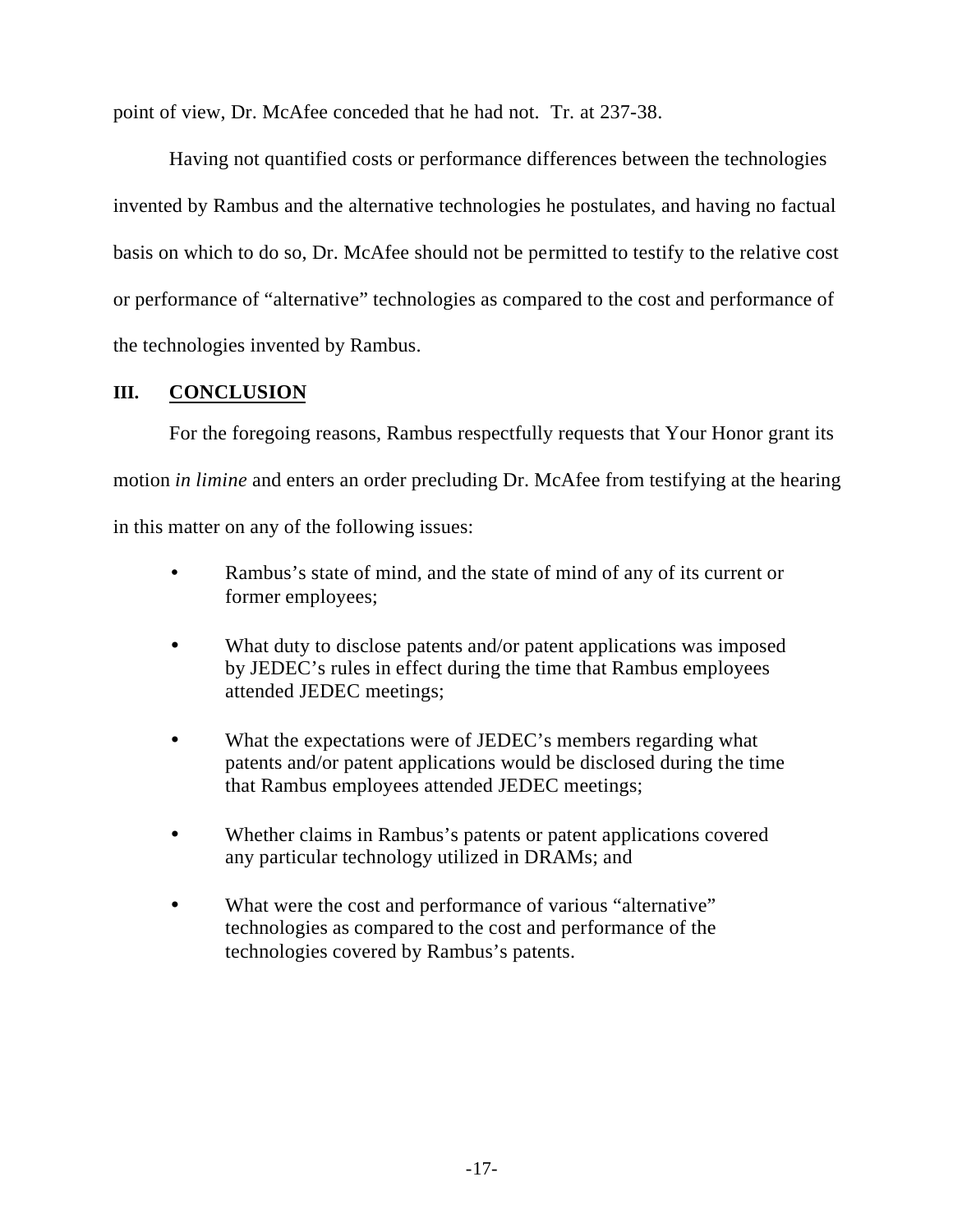point of view, Dr. McAfee conceded that he had not. Tr. at 237-38.

Having not quantified costs or performance differences between the technologies invented by Rambus and the alternative technologies he postulates, and having no factual basis on which to do so, Dr. McAfee should not be permitted to testify to the relative cost or performance of "alternative" technologies as compared to the cost and performance of the technologies invented by Rambus.

## III. CONCLUSION

For the foregoing reasons, Rambus respectfully requests that Your Honor grant its motion *in limine* and enters an order precluding Dr. McAfee from testifying at the hearing in this matter on any of the following issues:

- Rambus's state of mind, and the state of mind of any of its current or former employees;
- What duty to disclose patents and/or patent applications was imposed by JEDEC's rules in effect during the time that Rambus employees attended JEDEC meetings;
- What the expectations were of JEDEC's members regarding what patents and/or patent applications would be disclosed during the time that Rambus employees attended JEDEC meetings;
- Whether claims in Rambus's patents or patent applications covered any particular technology utilized in DRAMs; and
- What were the cost and performance of various "alternative" technologies as compared to the cost and performance of the technologies covered by Rambus's patents.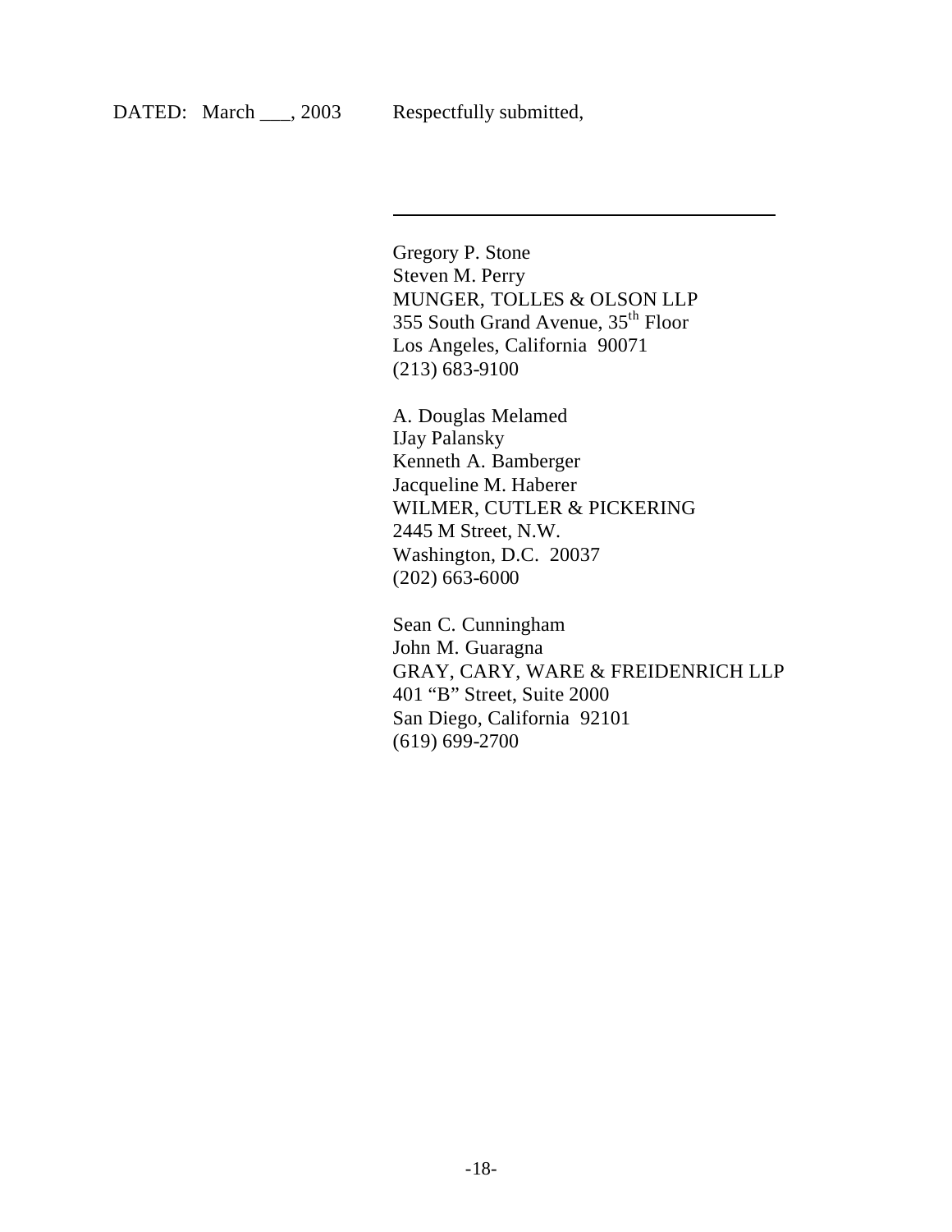DATED: March ___, 2003 Respectfully submitted,

\_\_\_\_\_\_\_\_\_\_\_\_\_\_\_\_\_\_\_\_\_\_\_\_\_\_\_\_\_\_\_\_\_\_\_\_\_\_

Gregory P. Stone  
Steven M. Perry  
MUNGER, TOLLES & OLSON LLP  
355 South Grand Avenue, 35th Floor  
Los Angeles, California 90071  
(213) 683-9100

A. Douglas Melamed  
IJay Palansky  
Kenneth A. Bamberger  
Jacqueline M. Haberer  
WILMER, CUTLER & PICKERING  
2445 M Street, N.W.  
Washington, D.C. 20037  
(202) 663-6000

Sean C. Cunningham  
John M. Guaragna  
GRAY, CARY, WARE & FREIDENRICH LLP  
401 "B" Street, Suite 2000  
San Diego, California 92101  
(619) 699-2700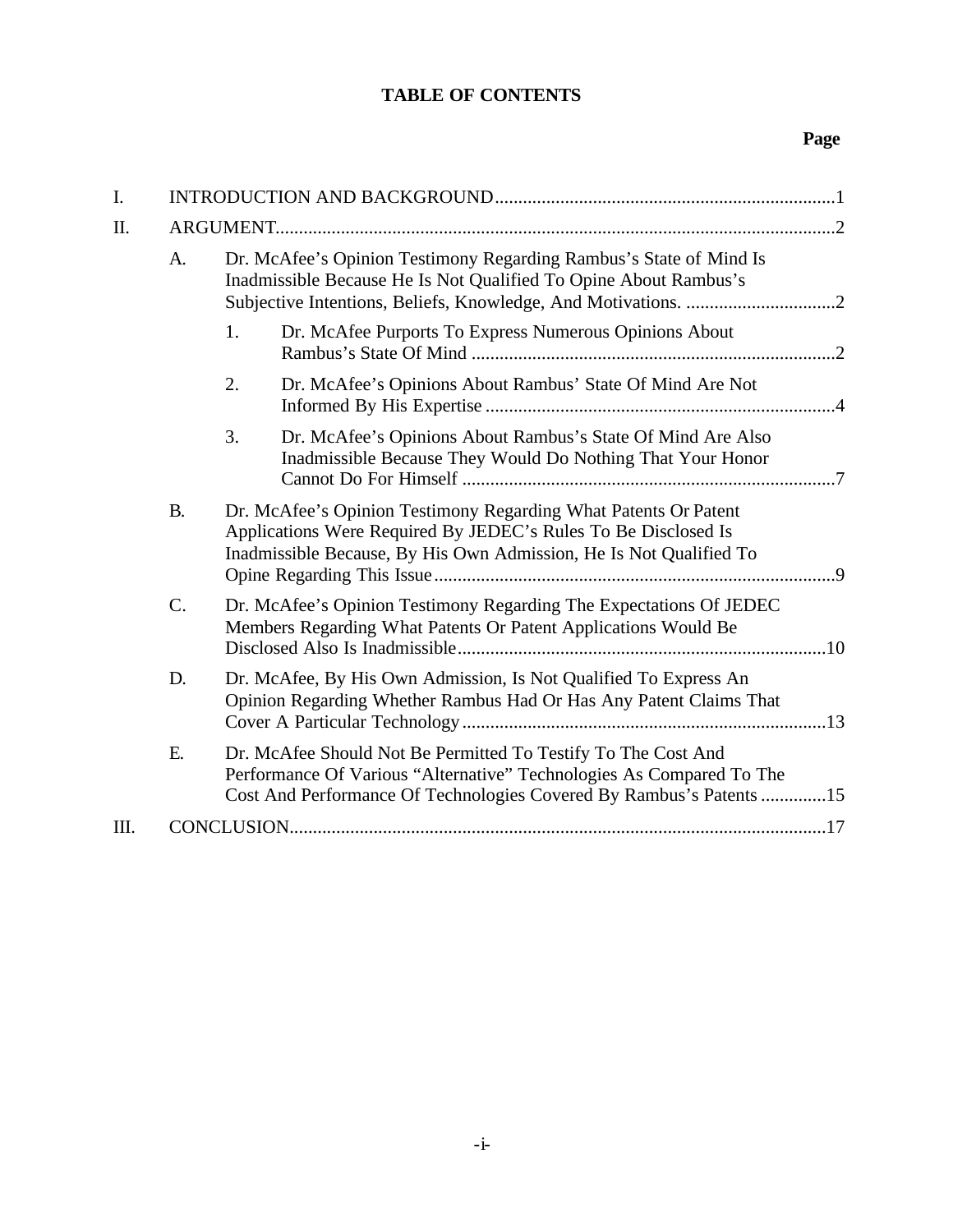# TABLE OF CONTENTS

**Page**

I. INTRODUCTION AND BACKGROUND........................................................................1

II. ARGUMENT.......................................................................................................................2

- A. Dr. McAfee's Opinion Testimony Regarding Rambus's State of Mind Is Inadmissible Because He Is Not Qualified To Opine About Rambus's Subjective Intentions, Beliefs, Knowledge, And Motivations. ................................2
  - 1. Dr. McAfee Purports To Express Numerous Opinions About Rambus's State Of Mind .............................................................................2
  - 2. Dr. McAfee's Opinions About Rambus' State Of Mind Are Not Informed By His Expertise ..........................................................................4
  - 3. Dr. McAfee's Opinions About Rambus's State Of Mind Are Also Inadmissible Because They Would Do Nothing That Your Honor Cannot Do For Himself ................................................................................7
- B. Dr. McAfee's Opinion Testimony Regarding What Patents Or Patent Applications Were Required By JEDEC's Rules To Be Disclosed Is Inadmissible Because, By His Own Admission, He Is Not Qualified To Opine Regarding This Issue.....................................................................................9
- C. Dr. McAfee's Opinion Testimony Regarding The Expectations Of JEDEC Members Regarding What Patents Or Patent Applications Would Be Disclosed Also Is Inadmissible...............................................................................10
- D. Dr. McAfee, By His Own Admission, Is Not Qualified To Express An Opinion Regarding Whether Rambus Had Or Has Any Patent Claims That Cover A Particular Technology.............................................................................13
- E. Dr. McAfee Should Not Be Permitted To Testify To The Cost And Performance Of Various "Alternative" Technologies As Compared To The Cost And Performance Of Technologies Covered By Rambus's Patents ..............15

III. CONCLUSION..................................................................................................................17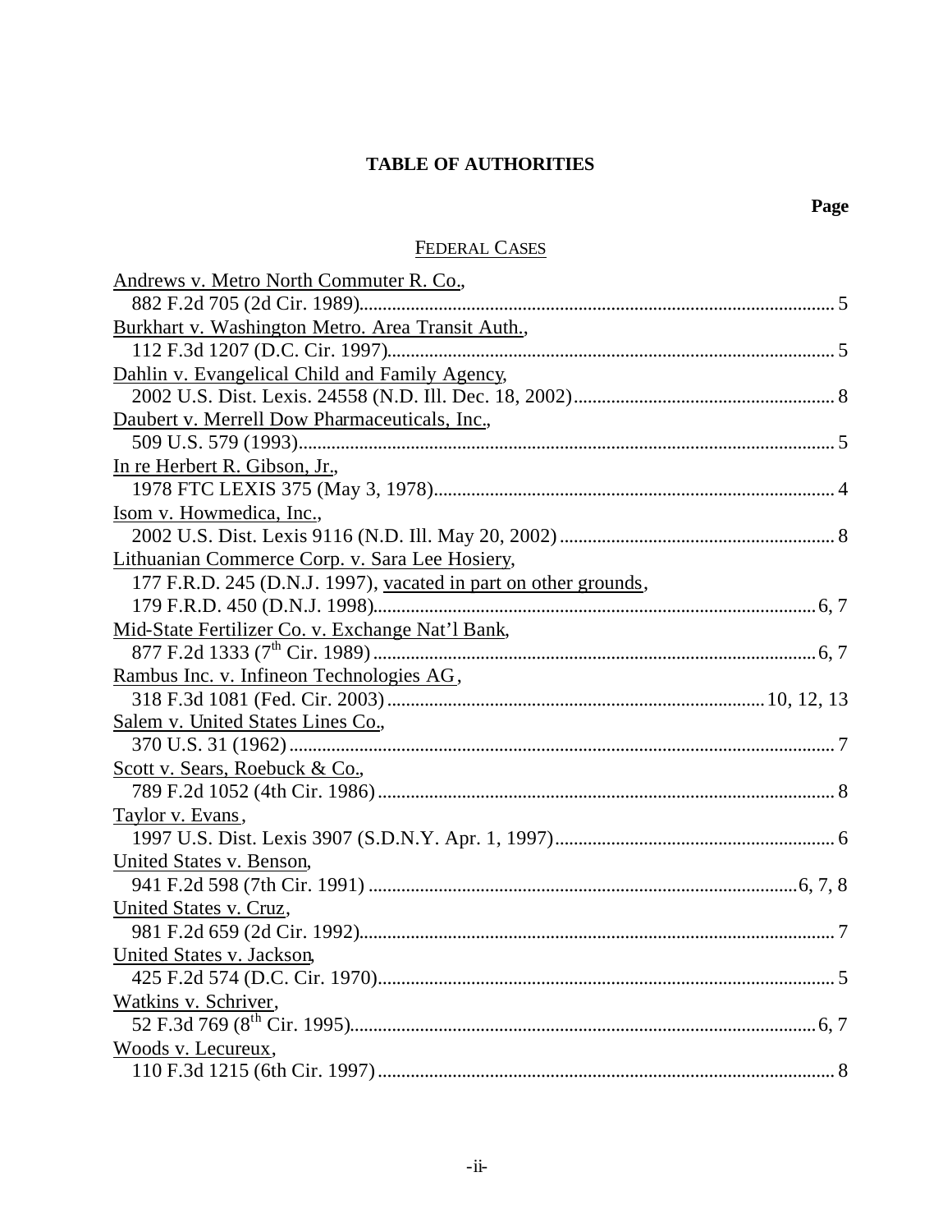# TABLE OF AUTHORITIES

**Page**

## FEDERAL CASES

Andrews v. Metro North Commuter R. Co., 882 F.2d 705 (2d Cir. 1989) ..... 5

Burkhart v. Washington Metro. Area Transit Auth., 112 F.3d 1207 (D.C. Cir. 1997) ..... 5

Dahlin v. Evangelical Child and Family Agency, 2002 U.S. Dist. Lexis. 24558 (N.D. Ill. Dec. 18, 2002) ..... 8

Daubert v. Merrell Dow Pharmaceuticals, Inc., 509 U.S. 579 (1993) ..... 5

In re Herbert R. Gibson, Jr., 1978 FTC LEXIS 375 (May 3, 1978) ..... 4

Isom v. Howmedica, Inc., 2002 U.S. Dist. Lexis 9116 (N.D. Ill. May 20, 2002) ..... 8

Lithuanian Commerce Corp. v. Sara Lee Hosiery, 177 F.R.D. 245 (D.N.J. 1997), vacated in part on other grounds, 179 F.R.D. 450 (D.N.J. 1998) ..... 6, 7

Mid-State Fertilizer Co. v. Exchange Nat'l Bank, 877 F.2d 1333 (7th Cir. 1989) ..... 6, 7

Rambus Inc. v. Infineon Technologies AG, 318 F.3d 1081 (Fed. Cir. 2003) ..... 10, 12, 13

Salem v. United States Lines Co., 370 U.S. 31 (1962) ..... 7

Scott v. Sears, Roebuck & Co., 789 F.2d 1052 (4th Cir. 1986) ..... 8

Taylor v. Evans, 1997 U.S. Dist. Lexis 3907 (S.D.N.Y. Apr. 1, 1997) ..... 6

United States v. Benson, 941 F.2d 598 (7th Cir. 1991) ..... 6, 7, 8

United States v. Cruz, 981 F.2d 659 (2d Cir. 1992) ..... 7

United States v. Jackson, 425 F.2d 574 (D.C. Cir. 1970) ..... 5

Watkins v. Schriver, 52 F.3d 769 (8th Cir. 1995) ..... 6, 7

Woods v. Lecureux, 110 F.3d 1215 (6th Cir. 1997) ..... 8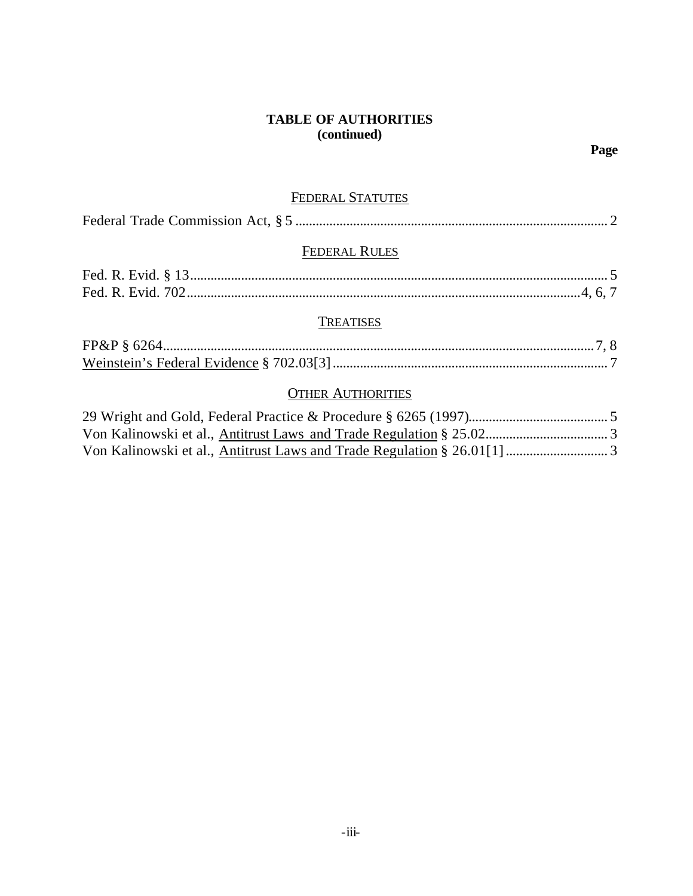**TABLE OF AUTHORITIES**
**(continued)**

**Page**

FEDERAL STATUTES

Federal Trade Commission Act, § 5 ........................................................................................... 2

FEDERAL RULES

Fed. R. Evid. § 13......................................................................................................................... 5
Fed. R. Evid. 702...................................................................................................................4, 6, 7

TREATISES

FP&P § 6264.............................................................................................................................7, 8
Weinstein's Federal Evidence § 702.03[3] ................................................................................. 7

OTHER AUTHORITIES

29 Wright and Gold, Federal Practice & Procedure § 6265 (1997)......................................... 5
Von Kalinowski et al., Antitrust Laws and Trade Regulation § 25.02.................................... 3
Von Kalinowski et al., Antitrust Laws and Trade Regulation § 26.01[1] .............................. 3